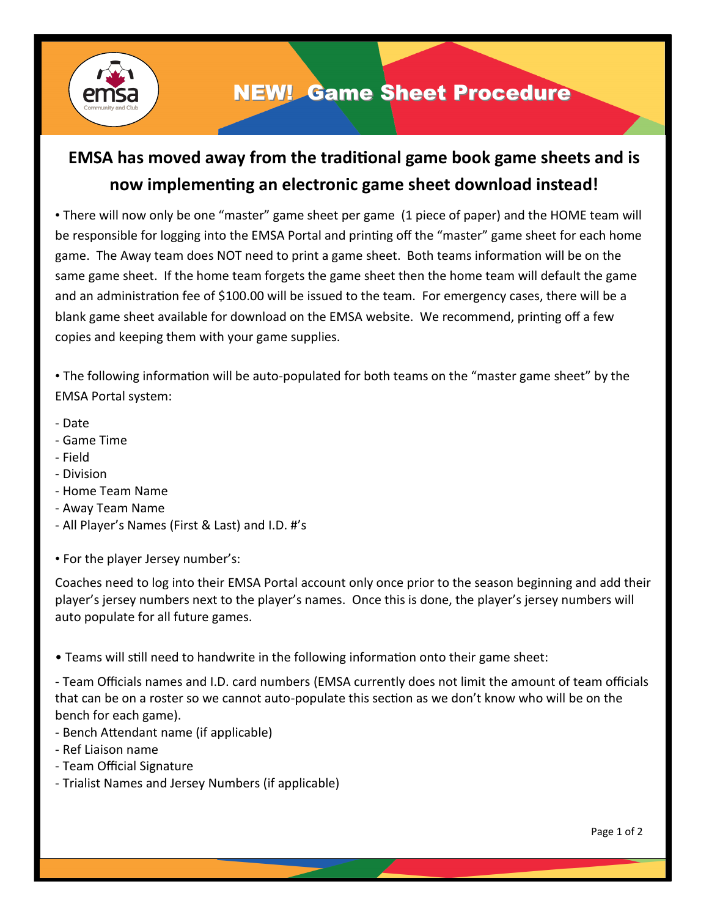# NEW! Game Sheet Procedure

## EMSA has moved away from the traditional game book game sheets and is now implementing an electronic game sheet download instead!

• There will now only be one "master" game sheet per game (1 piece of paper) and the HOME team will be responsible for logging into the EMSA Portal and printing off the "master" game sheet for each home game. The Away team does NOT need to print a game sheet. Both teams information will be on the same game sheet. If the home team forgets the game sheet then the home team will default the game and an administration fee of $100.00 will be issued to the team. For emergency cases, there will be a blank game sheet available for download on the EMSA website. We recommend, printing off a few copies and keeping them with your game supplies.

• The following information will be auto-populated for both teams on the "master game sheet" by the EMSA Portal system:

- Date
- Game Time
- Field
- Division
- Home Team Name
- Away Team Name
- All Player's Names (First & Last) and I.D. #'s

• For the player Jersey number's:

Coaches need to log into their EMSA Portal account only once prior to the season beginning and add their player's jersey numbers next to the player's names. Once this is done, the player's jersey numbers will auto populate for all future games.

• Teams will still need to handwrite in the following information onto their game sheet:

- Team Officials names and I.D. card numbers (EMSA currently does not limit the amount of team officials that can be on a roster so we cannot auto-populate this section as we don't know who will be on the bench for each game).
- Bench Attendant name (if applicable)
- Ref Liaison name
- Team Official Signature
- Trialist Names and Jersey Numbers (if applicable)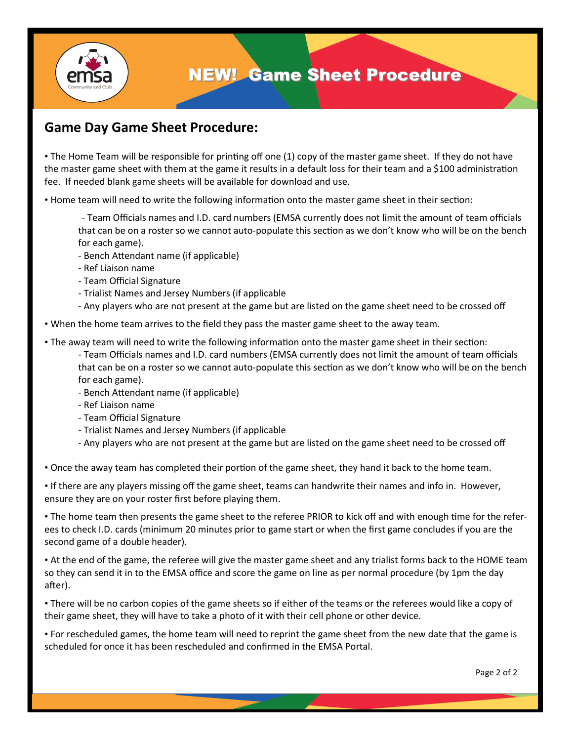# NEW! Game Sheet Procedure

## Game Day Game Sheet Procedure:

• The Home Team will be responsible for printing off one (1) copy of the master game sheet. If they do not have the master game sheet with them at the game it results in a default loss for their team and a $100 administration fee. If needed blank game sheets will be available for download and use.

• Home team will need to write the following information onto the master game sheet in their section:

- Team Officials names and I.D. card numbers (EMSA currently does not limit the amount of team officials that can be on a roster so we cannot auto-populate this section as we don't know who will be on the bench for each game).
- Bench Attendant name (if applicable)
- Ref Liaison name
- Team Official Signature
- Trialist Names and Jersey Numbers (if applicable
- Any players who are not present at the game but are listed on the game sheet need to be crossed off

• When the home team arrives to the field they pass the master game sheet to the away team.

• The away team will need to write the following information onto the master game sheet in their section:

- Team Officials names and I.D. card numbers (EMSA currently does not limit the amount of team officials that can be on a roster so we cannot auto-populate this section as we don't know who will be on the bench for each game).
- Bench Attendant name (if applicable)
- Ref Liaison name
- Team Official Signature
- Trialist Names and Jersey Numbers (if applicable
- Any players who are not present at the game but are listed on the game sheet need to be crossed off

• Once the away team has completed their portion of the game sheet, they hand it back to the home team.

• If there are any players missing off the game sheet, teams can handwrite their names and info in. However, ensure they are on your roster first before playing them.

• The home team then presents the game sheet to the referee PRIOR to kick off and with enough time for the referees to check I.D. cards (minimum 20 minutes prior to game start or when the first game concludes if you are the second game of a double header).

• At the end of the game, the referee will give the master game sheet and any trialist forms back to the HOME team so they can send it in to the EMSA office and score the game on line as per normal procedure (by 1pm the day after).

• There will be no carbon copies of the game sheets so if either of the teams or the referees would like a copy of their game sheet, they will have to take a photo of it with their cell phone or other device.

• For rescheduled games, the home team will need to reprint the game sheet from the new date that the game is scheduled for once it has been rescheduled and confirmed in the EMSA Portal.